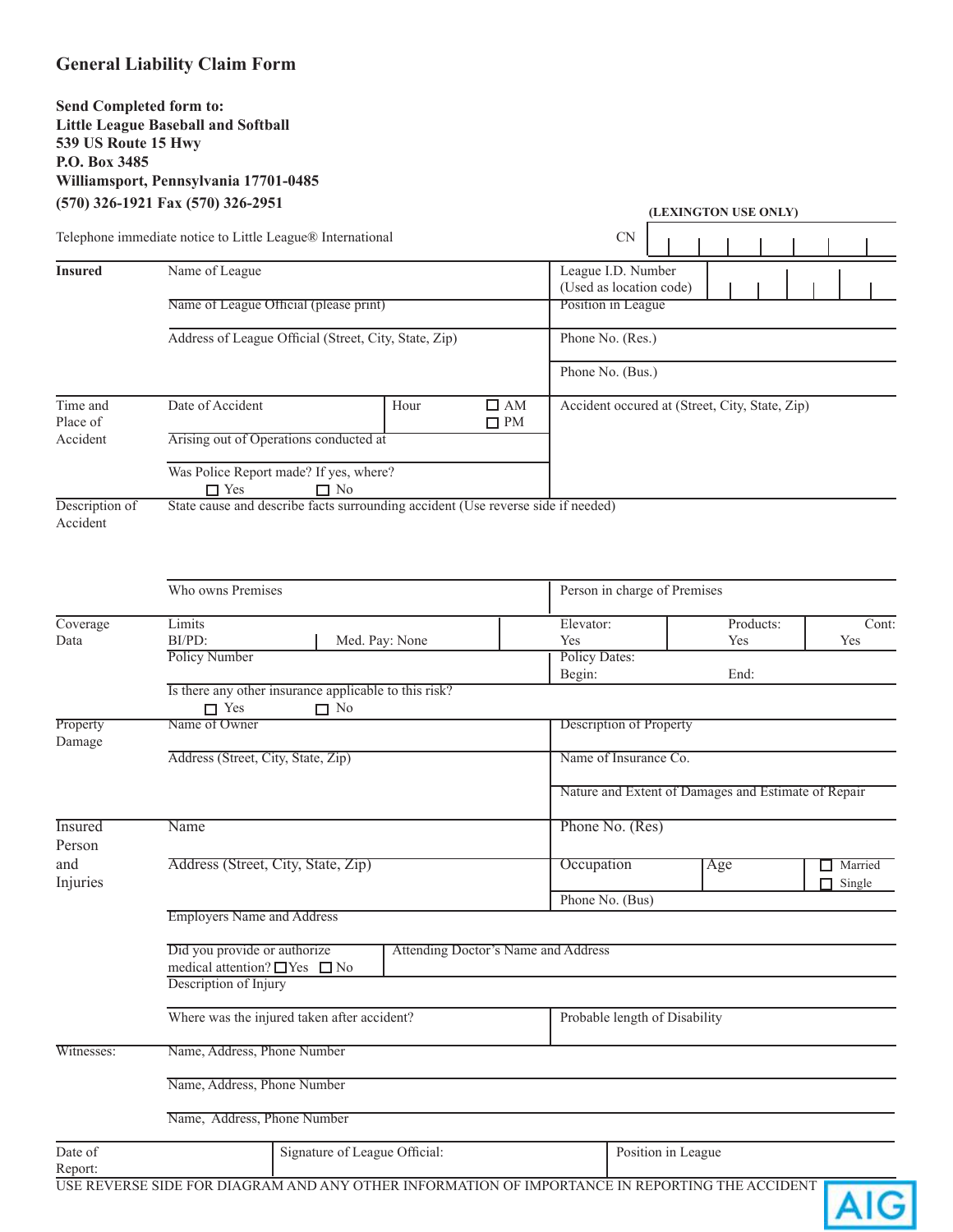## General Liability Claim Form

**Send Completed form to:**
**Little League Baseball and Softball**
**539 US Route 15 Hwy**
**P.O. Box 3485**
**Williamsport, Pennsylvania 17701-0485**
**(570) 326-1921 Fax (570) 326-2951**

**(LEXINGTON USE ONLY)**

Telephone immediate notice to Little League® International

CN

| | | |
|---|---|---|
| **Insured** | Name of League | League I.D. Number (Used as location code) |
| | Name of League Official (please print) | Position in League |
| | Address of League Official (Street, City, State, Zip) | Phone No. (Res.) |
| | | Phone No. (Bus.) |
| Time and Place of Accident | Date of Accident / Hour ☐ AM ☐ PM | Accident occured at (Street, City, State, Zip) |
| | Arising out of Operations conducted at | |
| | Was Police Report made? If yes, where? ☐ Yes ☐ No | |
| Description of Accident | State cause and describe facts surrounding accident (Use reverse side if needed) | |
| | Who owns Premises | Person in charge of Premises |
| Coverage Data | Limits BI/PD: / Med. Pay: None | Elevator: Yes / Products: Yes / Cont: Yes |
| | Policy Number | Policy Dates: Begin: / End: |
| | Is there any other insurance applicable to this risk? ☐ Yes ☐ No | |
| Property Damage | Name of Owner | Description of Property |
| | Address (Street, City, State, Zip) | Name of Insurance Co. |
| | | Nature and Extent of Damages and Estimate of Repair |
| Insured Person and Injuries | Name | Phone No. (Res) |
| | Address (Street, City, State, Zip) | Occupation / Age / ☐ Married ☐ Single |
| | | Phone No. (Bus) |
| | Employers Name and Address | |
| | Did you provide or authorize medical attention? ☐ Yes ☐ No | Attending Doctor's Name and Address |
| | Description of Injury | |
| | Where was the injured taken after accident? | Probable length of Disability |
| Witnesses: | Name, Address, Phone Number | |
| | Name, Address, Phone Number | |
| | Name, Address, Phone Number | |
| Date of Report: | Signature of League Official: | Position in League |

USE REVERSE SIDE FOR DIAGRAM AND ANY OTHER INFORMATION OF IMPORTANCE IN REPORTING THE ACCIDENT

AIG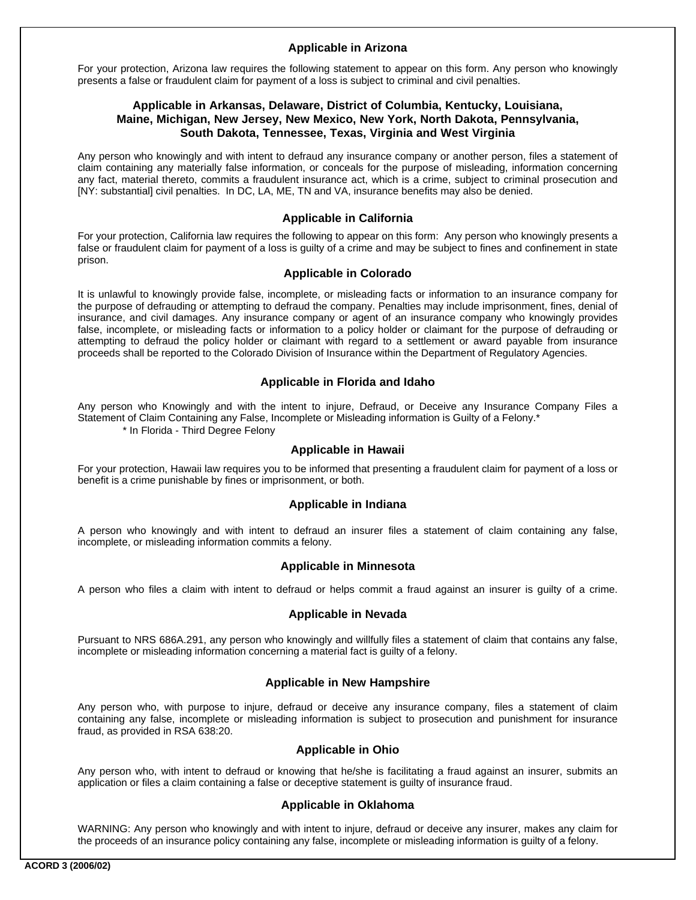### Applicable in Arizona

For your protection, Arizona law requires the following statement to appear on this form. Any person who knowingly presents a false or fraudulent claim for payment of a loss is subject to criminal and civil penalties.

### Applicable in Arkansas, Delaware, District of Columbia, Kentucky, Louisiana, Maine, Michigan, New Jersey, New Mexico, New York, North Dakota, Pennsylvania, South Dakota, Tennessee, Texas, Virginia and West Virginia

Any person who knowingly and with intent to defraud any insurance company or another person, files a statement of claim containing any materially false information, or conceals for the purpose of misleading, information concerning any fact, material thereto, commits a fraudulent insurance act, which is a crime, subject to criminal prosecution and [NY: substantial] civil penalties. In DC, LA, ME, TN and VA, insurance benefits may also be denied.

### Applicable in California

For your protection, California law requires the following to appear on this form: Any person who knowingly presents a false or fraudulent claim for payment of a loss is guilty of a crime and may be subject to fines and confinement in state prison.

### Applicable in Colorado

It is unlawful to knowingly provide false, incomplete, or misleading facts or information to an insurance company for the purpose of defrauding or attempting to defraud the company. Penalties may include imprisonment, fines, denial of insurance, and civil damages. Any insurance company or agent of an insurance company who knowingly provides false, incomplete, or misleading facts or information to a policy holder or claimant for the purpose of defrauding or attempting to defraud the policy holder or claimant with regard to a settlement or award payable from insurance proceeds shall be reported to the Colorado Division of Insurance within the Department of Regulatory Agencies.

### Applicable in Florida and Idaho

Any person who Knowingly and with the intent to injure, Defraud, or Deceive any Insurance Company Files a Statement of Claim Containing any False, Incomplete or Misleading information is Guilty of a Felony.*

\* In Florida - Third Degree Felony

### Applicable in Hawaii

For your protection, Hawaii law requires you to be informed that presenting a fraudulent claim for payment of a loss or benefit is a crime punishable by fines or imprisonment, or both.

### Applicable in Indiana

A person who knowingly and with intent to defraud an insurer files a statement of claim containing any false, incomplete, or misleading information commits a felony.

### Applicable in Minnesota

A person who files a claim with intent to defraud or helps commit a fraud against an insurer is guilty of a crime.

### Applicable in Nevada

Pursuant to NRS 686A.291, any person who knowingly and willfully files a statement of claim that contains any false, incomplete or misleading information concerning a material fact is guilty of a felony.

### Applicable in New Hampshire

Any person who, with purpose to injure, defraud or deceive any insurance company, files a statement of claim containing any false, incomplete or misleading information is subject to prosecution and punishment for insurance fraud, as provided in RSA 638:20.

### Applicable in Ohio

Any person who, with intent to defraud or knowing that he/she is facilitating a fraud against an insurer, submits an application or files a claim containing a false or deceptive statement is guilty of insurance fraud.

### Applicable in Oklahoma

WARNING: Any person who knowingly and with intent to injure, defraud or deceive any insurer, makes any claim for the proceeds of an insurance policy containing any false, incomplete or misleading information is guilty of a felony.

ACORD 3 (2006/02)